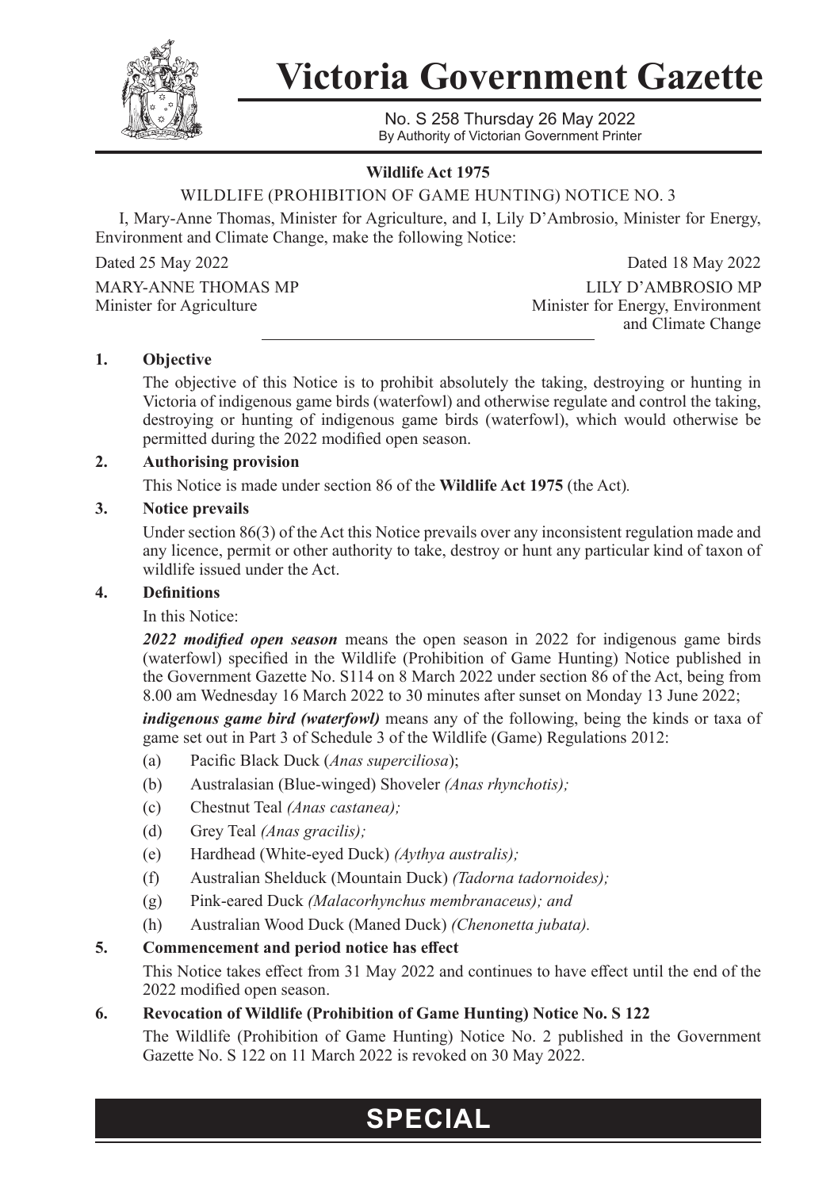# Victoria Government Gazette

No. S 258 Thursday 26 May 2022
By Authority of Victorian Government Printer

**Wildlife Act 1975**

WILDLIFE (PROHIBITION OF GAME HUNTING) NOTICE NO. 3

I, Mary-Anne Thomas, Minister for Agriculture, and I, Lily D'Ambrosio, Minister for Energy, Environment and Climate Change, make the following Notice:

Dated 25 May 2022

MARY-ANNE THOMAS MP
Minister for Agriculture

Dated 18 May 2022

LILY D'AMBROSIO MP
Minister for Energy, Environment and Climate Change

**1. Objective**

The objective of this Notice is to prohibit absolutely the taking, destroying or hunting in Victoria of indigenous game birds (waterfowl) and otherwise regulate and control the taking, destroying or hunting of indigenous game birds (waterfowl), which would otherwise be permitted during the 2022 modified open season.

**2. Authorising provision**

This Notice is made under section 86 of the **Wildlife Act 1975** (the Act).

**3. Notice prevails**

Under section 86(3) of the Act this Notice prevails over any inconsistent regulation made and any licence, permit or other authority to take, destroy or hunt any particular kind of taxon of wildlife issued under the Act.

**4. Definitions**

In this Notice:

***2022 modified open season*** means the open season in 2022 for indigenous game birds (waterfowl) specified in the Wildlife (Prohibition of Game Hunting) Notice published in the Government Gazette No. S114 on 8 March 2022 under section 86 of the Act, being from 8.00 am Wednesday 16 March 2022 to 30 minutes after sunset on Monday 13 June 2022;

***indigenous game bird (waterfowl)*** means any of the following, being the kinds or taxa of game set out in Part 3 of Schedule 3 of the Wildlife (Game) Regulations 2012:

(a) Pacific Black Duck (*Anas superciliosa*);

(b) Australasian (Blue-winged) Shoveler *(Anas rhynchotis);*

(c) Chestnut Teal *(Anas castanea);*

(d) Grey Teal *(Anas gracilis);*

(e) Hardhead (White-eyed Duck) *(Aythya australis);*

(f) Australian Shelduck (Mountain Duck) *(Tadorna tadornoides);*

(g) Pink-eared Duck *(Malacorhynchus membranaceus); and*

(h) Australian Wood Duck (Maned Duck) *(Chenonetta jubata).*

**5. Commencement and period notice has effect**

This Notice takes effect from 31 May 2022 and continues to have effect until the end of the 2022 modified open season.

**6. Revocation of Wildlife (Prohibition of Game Hunting) Notice No. S 122**

The Wildlife (Prohibition of Game Hunting) Notice No. 2 published in the Government Gazette No. S 122 on 11 March 2022 is revoked on 30 May 2022.

**SPECIAL**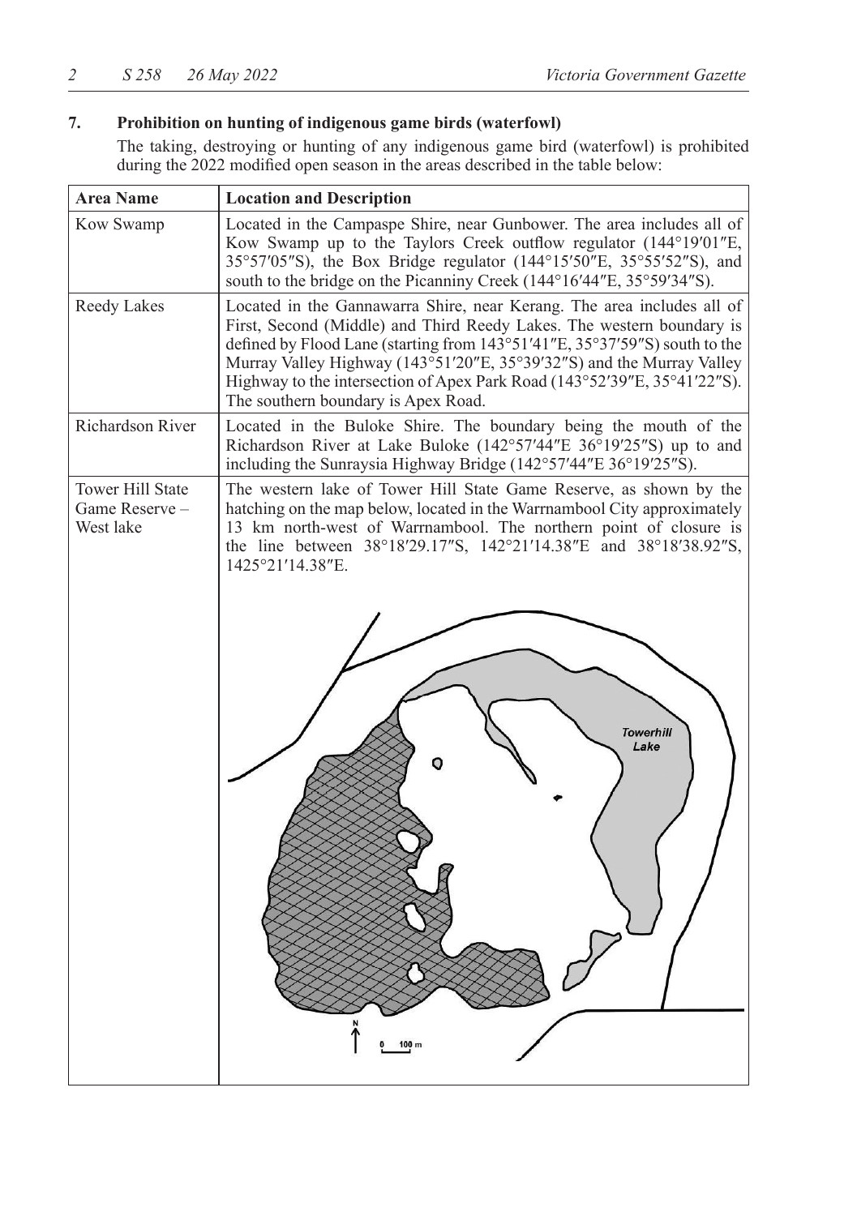## 7. Prohibition on hunting of indigenous game birds (waterfowl)

The taking, destroying or hunting of any indigenous game bird (waterfowl) is prohibited during the 2022 modified open season in the areas described in the table below:

| Area Name | Location and Description |
|---|---|
| Kow Swamp | Located in the Campaspe Shire, near Gunbower. The area includes all of Kow Swamp up to the Taylors Creek outflow regulator (144°19′01″E, 35°57′05″S), the Box Bridge regulator (144°15′50″E, 35°55′52″S), and south to the bridge on the Picanniny Creek (144°16′44″E, 35°59′34″S). |
| Reedy Lakes | Located in the Gannawarra Shire, near Kerang. The area includes all of First, Second (Middle) and Third Reedy Lakes. The western boundary is defined by Flood Lane (starting from 143°51′41″E, 35°37′59″S) south to the Murray Valley Highway (143°51′20″E, 35°39′32″S) and the Murray Valley Highway to the intersection of Apex Park Road (143°52′39″E, 35°41′22″S). The southern boundary is Apex Road. |
| Richardson River | Located in the Buloke Shire. The boundary being the mouth of the Richardson River at Lake Buloke (142°57′44″E 36°19′25″S) up to and including the Sunraysia Highway Bridge (142°57′44″E 36°19′25″S). |
| Tower Hill State Game Reserve – West lake | The western lake of Tower Hill State Game Reserve, as shown by the hatching on the map below, located in the Warrnambool City approximately 13 km north-west of Warrnambool. The northern point of closure is the line between 38°18′29.17″S, 142°21′14.38″E and 38°18′38.92″S, 1425°21′14.38″E. |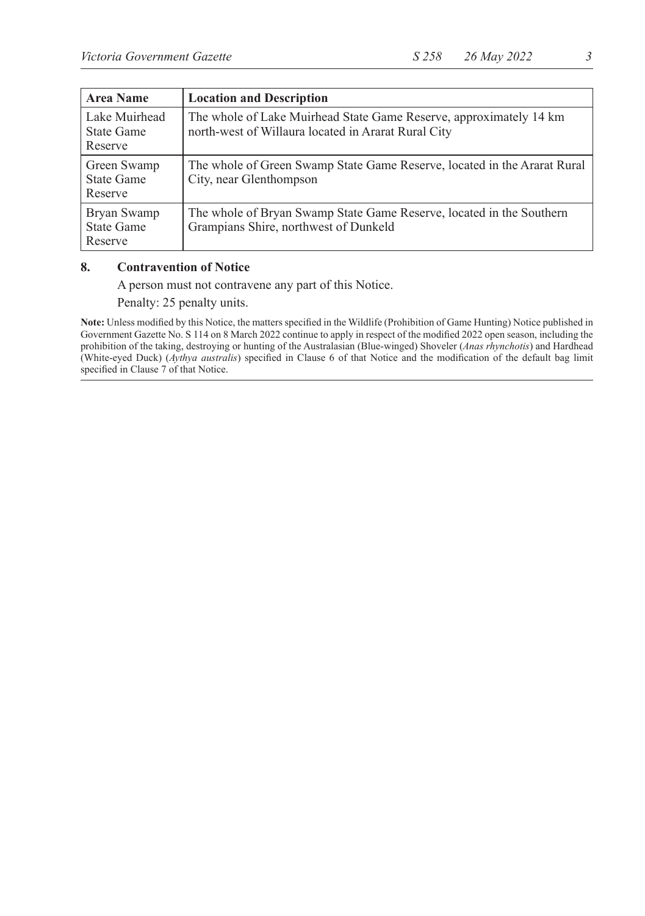| Area Name | Location and Description |
|---|---|
| Lake Muirhead State Game Reserve | The whole of Lake Muirhead State Game Reserve, approximately 14 km north-west of Willaura located in Ararat Rural City |
| Green Swamp State Game Reserve | The whole of Green Swamp State Game Reserve, located in the Ararat Rural City, near Glenthompson |
| Bryan Swamp State Game Reserve | The whole of Bryan Swamp State Game Reserve, located in the Southern Grampians Shire, northwest of Dunkeld |

## 8. Contravention of Notice

A person must not contravene any part of this Notice.

Penalty: 25 penalty units.

**Note:** Unless modified by this Notice, the matters specified in the Wildlife (Prohibition of Game Hunting) Notice published in Government Gazette No. S 114 on 8 March 2022 continue to apply in respect of the modified 2022 open season, including the prohibition of the taking, destroying or hunting of the Australasian (Blue-winged) Shoveler (*Anas rhynchotis*) and Hardhead (White-eyed Duck) (*Aythya australis*) specified in Clause 6 of that Notice and the modification of the default bag limit specified in Clause 7 of that Notice.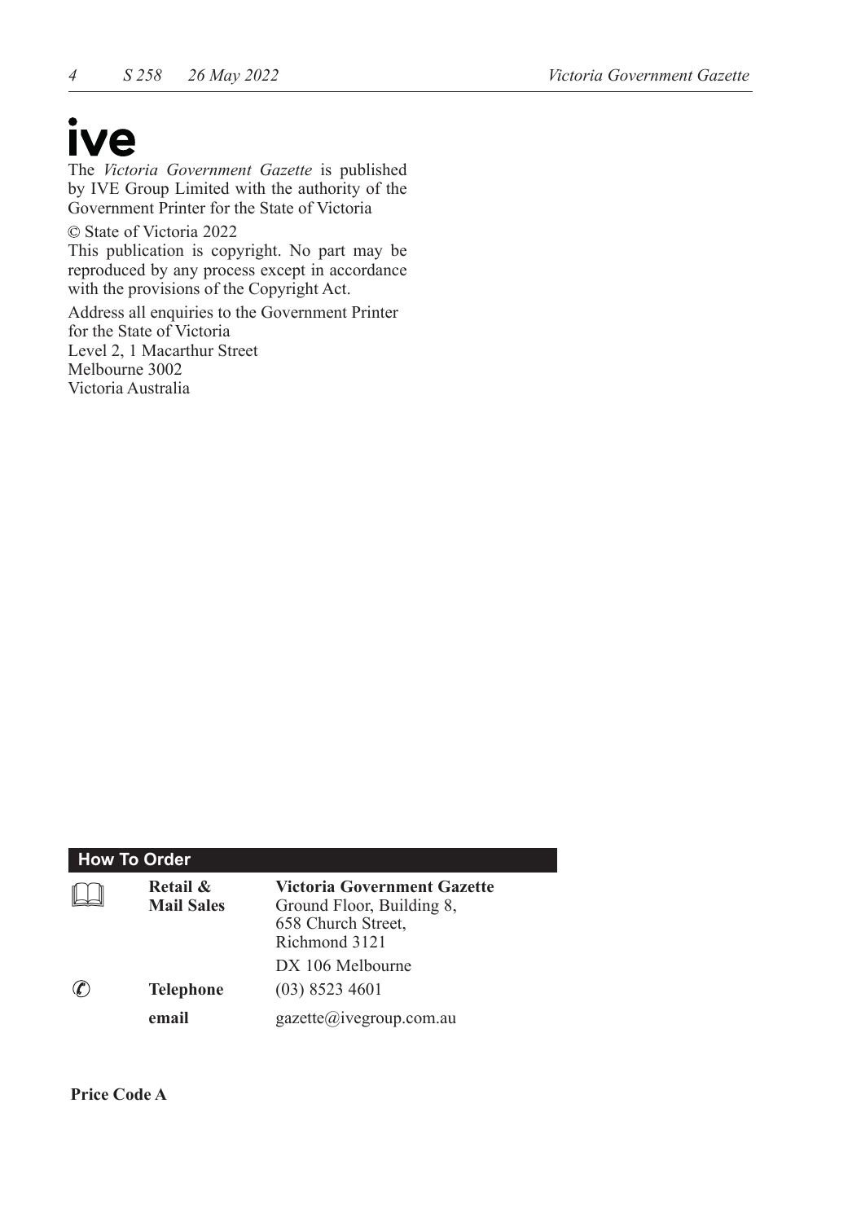ive

The *Victoria Government Gazette* is published by IVE Group Limited with the authority of the Government Printer for the State of Victoria

© State of Victoria 2022

This publication is copyright. No part may be reproduced by any process except in accordance with the provisions of the Copyright Act.

Address all enquiries to the Government Printer for the State of Victoria
Level 2, 1 Macarthur Street
Melbourne 3002
Victoria Australia

## How To Order

| | | |
|---|---|---|
| | **Retail & Mail Sales** | **Victoria Government Gazette**<br>Ground Floor, Building 8,<br>658 Church Street,<br>Richmond 3121 |
| | | DX 106 Melbourne |
| | **Telephone** | (03) 8523 4601 |
| | **email** | gazette@ivegroup.com.au |

**Price Code A**